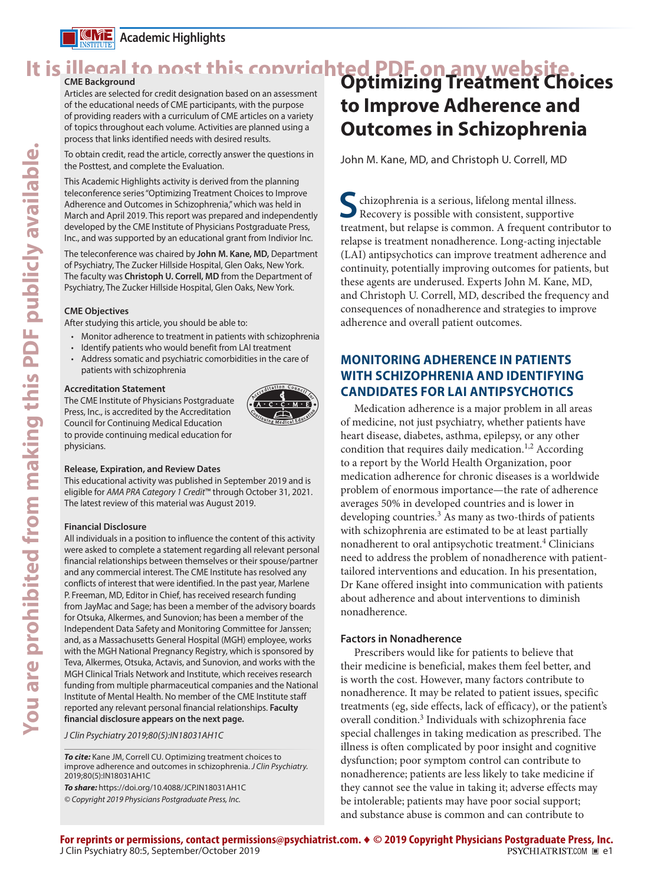Academic Highlights

# Optimizing Treatment Choices to Improve Adherence and Outcomes in Schizophrenia

John M. Kane, MD, and Christoph U. Correll, MD

**CME Background**

Articles are selected for credit designation based on an assessment of the educational needs of CME participants, with the purpose of providing readers with a curriculum of CME articles on a variety of topics throughout each volume. Activities are planned using a process that links identified needs with desired results.

To obtain credit, read the article, correctly answer the questions in the Posttest, and complete the Evaluation.

This Academic Highlights activity is derived from the planning teleconference series "Optimizing Treatment Choices to Improve Adherence and Outcomes in Schizophrenia," which was held in March and April 2019. This report was prepared and independently developed by the CME Institute of Physicians Postgraduate Press, Inc., and was supported by an educational grant from Indivior Inc.

The teleconference was chaired by **John M. Kane, MD,** Department of Psychiatry, The Zucker Hillside Hospital, Glen Oaks, New York. The faculty was **Christoph U. Correll, MD** from the Department of Psychiatry, The Zucker Hillside Hospital, Glen Oaks, New York.

**CME Objectives**

After studying this article, you should be able to:

- Monitor adherence to treatment in patients with schizophrenia
- Identify patients who would benefit from LAI treatment
- Address somatic and psychiatric comorbidities in the care of patients with schizophrenia

**Accreditation Statement**

The CME Institute of Physicians Postgraduate Press, Inc., is accredited by the Accreditation Council for Continuing Medical Education to provide continuing medical education for physicians.

**Release, Expiration, and Review Dates**

This educational activity was published in September 2019 and is eligible for *AMA PRA Category 1 Credit*™ through October 31, 2021. The latest review of this material was August 2019.

**Financial Disclosure**

All individuals in a position to influence the content of this activity were asked to complete a statement regarding all relevant personal financial relationships between themselves or their spouse/partner and any commercial interest. The CME Institute has resolved any conflicts of interest that were identified. In the past year, Marlene P. Freeman, MD, Editor in Chief, has received research funding from JayMac and Sage; has been a member of the advisory boards for Otsuka, Alkermes, and Sunovion; has been a member of the Independent Data Safety and Monitoring Committee for Janssen; and, as a Massachusetts General Hospital (MGH) employee, works with the MGH National Pregnancy Registry, which is sponsored by Teva, Alkermes, Otsuka, Actavis, and Sunovion, and works with the MGH Clinical Trials Network and Institute, which receives research funding from multiple pharmaceutical companies and the National Institute of Mental Health. No member of the CME Institute staff reported any relevant personal financial relationships. **Faculty financial disclosure appears on the next page.**

*J Clin Psychiatry 2019;80(5):IN18031AH1C*

***To cite:*** Kane JM, Correll CU. Optimizing treatment choices to improve adherence and outcomes in schizophrenia. *J Clin Psychiatry.* 2019;80(5):IN18031AH1C

***To share:*** https://doi.org/10.4088/JCP.IN18031AH1C

*© Copyright 2019 Physicians Postgraduate Press, Inc.*

Schizophrenia is a serious, lifelong mental illness. Recovery is possible with consistent, supportive treatment, but relapse is common. A frequent contributor to relapse is treatment nonadherence. Long-acting injectable (LAI) antipsychotics can improve treatment adherence and continuity, potentially improving outcomes for patients, but these agents are underused. Experts John M. Kane, MD, and Christoph U. Correll, MD, described the frequency and consequences of nonadherence and strategies to improve adherence and overall patient outcomes.

## MONITORING ADHERENCE IN PATIENTS WITH SCHIZOPHRENIA AND IDENTIFYING CANDIDATES FOR LAI ANTIPSYCHOTICS

Medication adherence is a major problem in all areas of medicine, not just psychiatry, whether patients have heart disease, diabetes, asthma, epilepsy, or any other condition that requires daily medication.[1,2] According to a report by the World Health Organization, poor medication adherence for chronic diseases is a worldwide problem of enormous importance—the rate of adherence averages 50% in developed countries and is lower in developing countries.[3] As many as two-thirds of patients with schizophrenia are estimated to be at least partially nonadherent to oral antipsychotic treatment.[4] Clinicians need to address the problem of nonadherence with patient-tailored interventions and education. In his presentation, Dr Kane offered insight into communication with patients about adherence and about interventions to diminish nonadherence.

### Factors in Nonadherence

Prescribers would like for patients to believe that their medicine is beneficial, makes them feel better, and is worth the cost. However, many factors contribute to nonadherence. It may be related to patient issues, specific treatments (eg, side effects, lack of efficacy), or the patient's overall condition.[3] Individuals with schizophrenia face special challenges in taking medication as prescribed. The illness is often complicated by poor insight and cognitive dysfunction; poor symptom control can contribute to nonadherence; patients are less likely to take medicine if they cannot see the value in taking it; adverse effects may be intolerable; patients may have poor social support; and substance abuse is common and can contribute to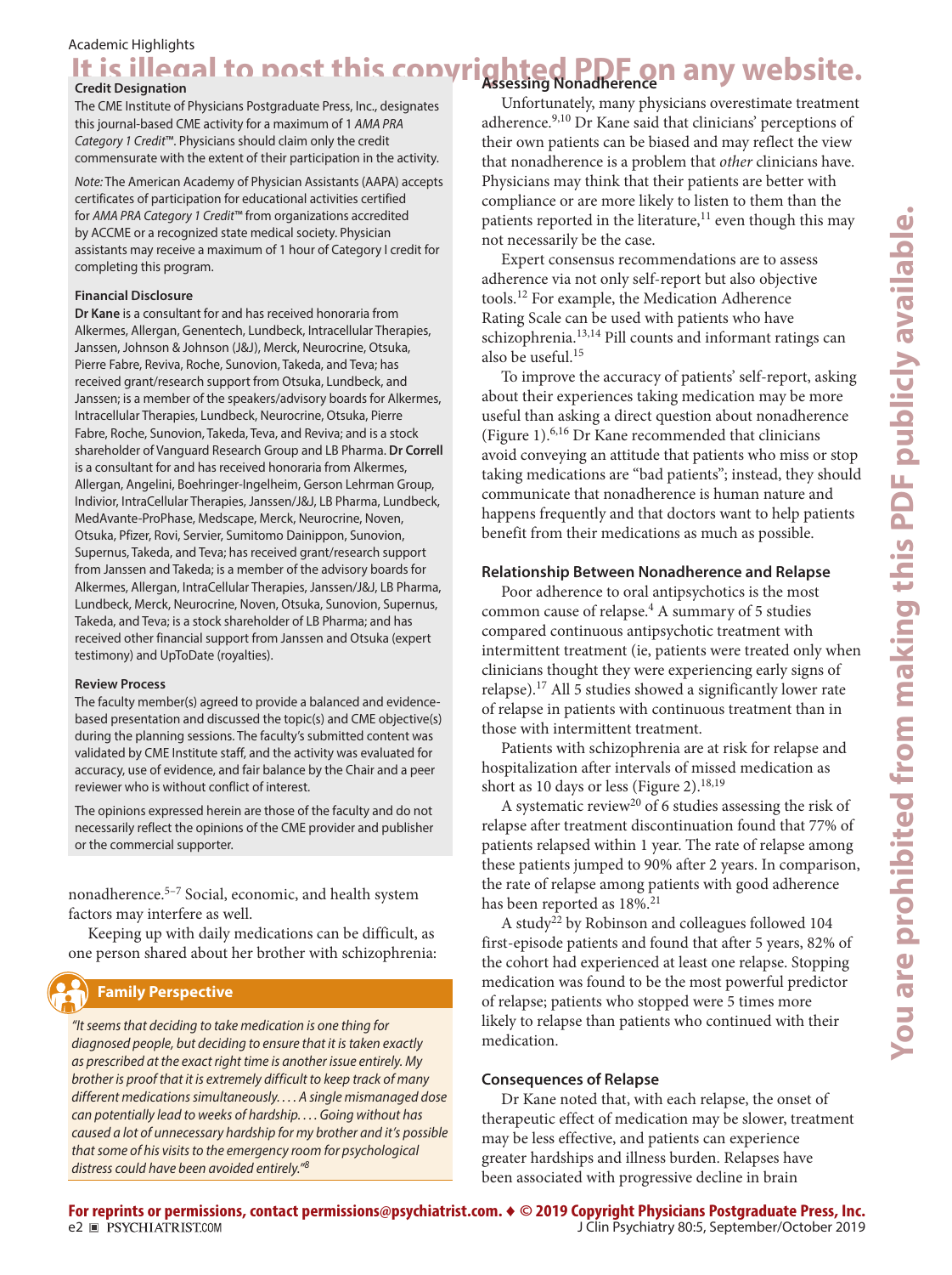### Credit Designation

The CME Institute of Physicians Postgraduate Press, Inc., designates this journal-based CME activity for a maximum of 1 *AMA PRA Category 1 Credit*™. Physicians should claim only the credit commensurate with the extent of their participation in the activity.

*Note:* The American Academy of Physician Assistants (AAPA) accepts certificates of participation for educational activities certified for *AMA PRA Category 1 Credit*™ from organizations accredited by ACCME or a recognized state medical society. Physician assistants may receive a maximum of 1 hour of Category I credit for completing this program.

#### Financial Disclosure

**Dr Kane** is a consultant for and has received honoraria from Alkermes, Allergan, Genentech, Lundbeck, Intracellular Therapies, Janssen, Johnson & Johnson (J&J), Merck, Neurocrine, Otsuka, Pierre Fabre, Reviva, Roche, Sunovion, Takeda, and Teva; has received grant/research support from Otsuka, Lundbeck, and Janssen; is a member of the speakers/advisory boards for Alkermes, Intracellular Therapies, Lundbeck, Neurocrine, Otsuka, Pierre Fabre, Roche, Sunovion, Takeda, Teva, and Reviva; and is a stock shareholder of Vanguard Research Group and LB Pharma. **Dr Correll** is a consultant for and has received honoraria from Alkermes, Allergan, Angelini, Boehringer-Ingelheim, Gerson Lehrman Group, Indivior, IntraCellular Therapies, Janssen/J&J, LB Pharma, Lundbeck, MedAvante-ProPhase, Medscape, Merck, Neurocrine, Noven, Otsuka, Pfizer, Rovi, Servier, Sumitomo Dainippon, Sunovion, Supernus, Takeda, and Teva; has received grant/research support from Janssen and Takeda; is a member of the advisory boards for Alkermes, Allergan, IntraCellular Therapies, Janssen/J&J, LB Pharma, Lundbeck, Merck, Neurocrine, Noven, Otsuka, Sunovion, Supernus, Takeda, and Teva; is a stock shareholder of LB Pharma; and has received other financial support from Janssen and Otsuka (expert testimony) and UpToDate (royalties).

#### Review Process

The faculty member(s) agreed to provide a balanced and evidence-based presentation and discussed the topic(s) and CME objective(s) during the planning sessions. The faculty's submitted content was validated by CME Institute staff, and the activity was evaluated for accuracy, use of evidence, and fair balance by the Chair and a peer reviewer who is without conflict of interest.

The opinions expressed herein are those of the faculty and do not necessarily reflect the opinions of the CME provider and publisher or the commercial supporter.

nonadherence.[5–7] Social, economic, and health system factors may interfere as well.

Keeping up with daily medications can be difficult, as one person shared about her brother with schizophrenia:

#### Family Perspective

*"It seems that deciding to take medication is one thing for diagnosed people, but deciding to ensure that it is taken exactly as prescribed at the exact right time is another issue entirely. My brother is proof that it is extremely difficult to keep track of many different medications simultaneously. . . . A single mismanaged dose can potentially lead to weeks of hardship. . . . Going without has caused a lot of unnecessary hardship for my brother and it's possible that some of his visits to the emergency room for psychological distress could have been avoided entirely."*[8]

### Assessing Nonadherence

Unfortunately, many physicians overestimate treatment adherence.[9,10] Dr Kane said that clinicians' perceptions of their own patients can be biased and may reflect the view that nonadherence is a problem that *other* clinicians have. Physicians may think that their patients are better with compliance or are more likely to listen to them than the patients reported in the literature,[11] even though this may not necessarily be the case.

Expert consensus recommendations are to assess adherence via not only self-report but also objective tools.[12] For example, the Medication Adherence Rating Scale can be used with patients who have schizophrenia.[13,14] Pill counts and informant ratings can also be useful.[15]

To improve the accuracy of patients' self-report, asking about their experiences taking medication may be more useful than asking a direct question about nonadherence (Figure 1).[6,16] Dr Kane recommended that clinicians avoid conveying an attitude that patients who miss or stop taking medications are "bad patients"; instead, they should communicate that nonadherence is human nature and happens frequently and that doctors want to help patients benefit from their medications as much as possible.

### Relationship Between Nonadherence and Relapse

Poor adherence to oral antipsychotics is the most common cause of relapse.[4] A summary of 5 studies compared continuous antipsychotic treatment with intermittent treatment (ie, patients were treated only when clinicians thought they were experiencing early signs of relapse).[17] All 5 studies showed a significantly lower rate of relapse in patients with continuous treatment than in those with intermittent treatment.

Patients with schizophrenia are at risk for relapse and hospitalization after intervals of missed medication as short as 10 days or less (Figure 2).[18,19]

A systematic review[20] of 6 studies assessing the risk of relapse after treatment discontinuation found that 77% of patients relapsed within 1 year. The rate of relapse among these patients jumped to 90% after 2 years. In comparison, the rate of relapse among patients with good adherence has been reported as 18%.[21]

A study[22] by Robinson and colleagues followed 104 first-episode patients and found that after 5 years, 82% of the cohort had experienced at least one relapse. Stopping medication was found to be the most powerful predictor of relapse; patients who stopped were 5 times more likely to relapse than patients who continued with their medication.

### Consequences of Relapse

Dr Kane noted that, with each relapse, the onset of therapeutic effect of medication may be slower, treatment may be less effective, and patients can experience greater hardships and illness burden. Relapses have been associated with progressive decline in brain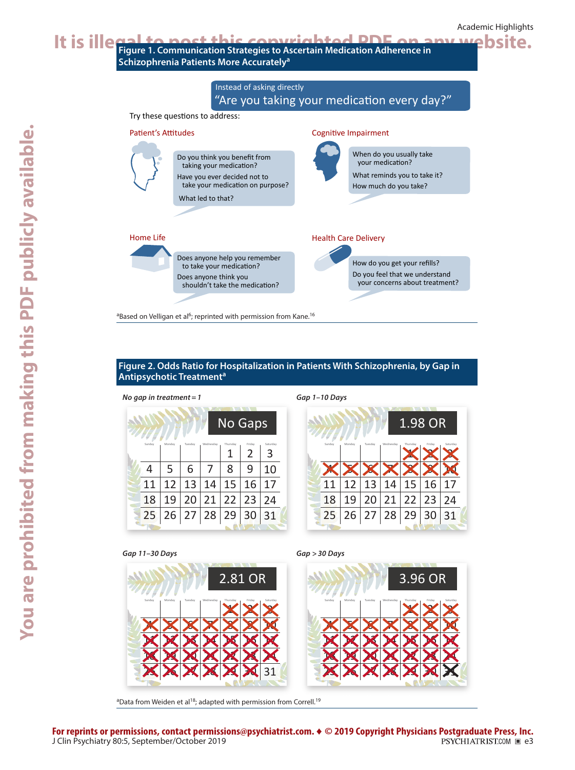**Figure 1. Communication Strategies to Ascertain Medication Adherence in Schizophrenia Patients More Accurately[a]**

Instead of asking directly
"Are you taking your medication every day?"

Try these questions to address:

**Patient's Attitudes**

- Do you think you benefit from taking your medication?
- Have you ever decided not to take your medication on purpose?
- What led to that?

**Cognitive Impairment**

- When do you usually take your medication?
- What reminds you to take it?
- How much do you take?

**Home Life**

- Does anyone help you remember to take your medication?
- Does anyone think you shouldn't take the medication?

**Health Care Delivery**

- How do you get your refills?
- Do you feel that we understand your concerns about treatment?

[a]Based on Velligan et al[6]; reprinted with permission from Kane.[16]

**Figure 2. Odds Ratio for Hospitalization in Patients With Schizophrenia, by Gap in Antipsychotic Treatment[a]**

*No gap in treatment = 1* — No Gaps

*Gap 1–10 Days* — 1.98 OR

*Gap 11–30 Days* — 2.81 OR

*Gap > 30 Days* — 3.96 OR

[a]Data from Weiden et al[18]; adapted with permission from Correll.[19]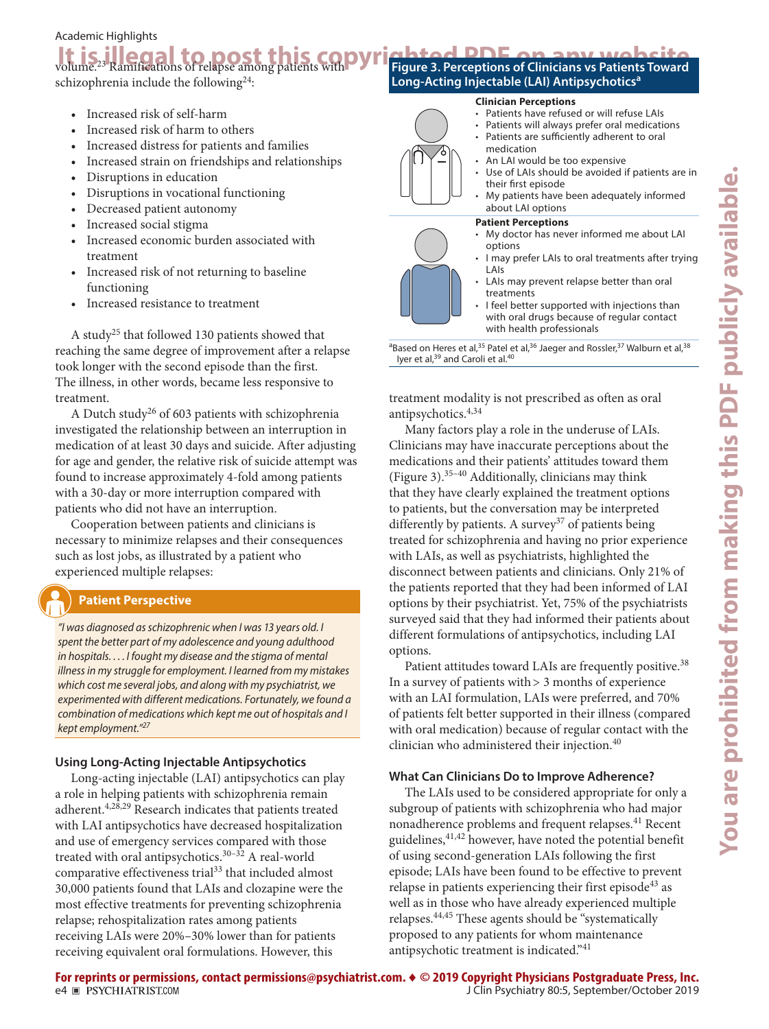volume.[23] Ramifications of relapse among patients with schizophrenia include the following[24]:

- Increased risk of self-harm
- Increased risk of harm to others
- Increased distress for patients and families
- Increased strain on friendships and relationships
- Disruptions in education
- Disruptions in vocational functioning
- Decreased patient autonomy
- Increased social stigma
- Increased economic burden associated with treatment
- Increased risk of not returning to baseline functioning
- Increased resistance to treatment

A study[25] that followed 130 patients showed that reaching the same degree of improvement after a relapse took longer with the second episode than the first. The illness, in other words, became less responsive to treatment.

A Dutch study[26] of 603 patients with schizophrenia investigated the relationship between an interruption in medication of at least 30 days and suicide. After adjusting for age and gender, the relative risk of suicide attempt was found to increase approximately 4-fold among patients with a 30-day or more interruption compared with patients who did not have an interruption.

Cooperation between patients and clinicians is necessary to minimize relapses and their consequences such as lost jobs, as illustrated by a patient who experienced multiple relapses:

**Patient Perspective**

*"I was diagnosed as schizophrenic when I was 13 years old. I spent the better part of my adolescence and young adulthood in hospitals. . . . I fought my disease and the stigma of mental illness in my struggle for employment. I learned from my mistakes which cost me several jobs, and along with my psychiatrist, we experimented with different medications. Fortunately, we found a combination of medications which kept me out of hospitals and I kept employment."[27]*

### Using Long-Acting Injectable Antipsychotics

Long-acting injectable (LAI) antipsychotics can play a role in helping patients with schizophrenia remain adherent.[4,28,29] Research indicates that patients treated with LAI antipsychotics have decreased hospitalization and use of emergency services compared with those treated with oral antipsychotics.[30–32] A real-world comparative effectiveness trial[33] that included almost 30,000 patients found that LAIs and clozapine were the most effective treatments for preventing schizophrenia relapse; rehospitalization rates among patients receiving LAIs were 20%–30% lower than for patients receiving equivalent oral formulations. However, this treatment modality is not prescribed as often as oral antipsychotics.[4,34]

**Figure 3. Perceptions of Clinicians vs Patients Toward Long-Acting Injectable (LAI) Antipsychotics[a]**

**Clinician Perceptions**

- Patients have refused or will refuse LAIs
- Patients will always prefer oral medications
- Patients are sufficiently adherent to oral medication
- An LAI would be too expensive
- Use of LAIs should be avoided if patients are in their first episode
- My patients have been adequately informed about LAI options

**Patient Perceptions**

- My doctor has never informed me about LAI options
- I may prefer LAIs to oral treatments after trying LAIs
- LAIs may prevent relapse better than oral treatments
- I feel better supported with injections than with oral drugs because of regular contact with health professionals

[a]Based on Heres et al,[35] Patel et al,[36] Jaeger and Rossler,[37] Walburn et al,[38] Iyer et al,[39] and Caroli et al.[40]

Many factors play a role in the underuse of LAIs. Clinicians may have inaccurate perceptions about the medications and their patients' attitudes toward them (Figure 3).[35–40] Additionally, clinicians may think that they have clearly explained the treatment options to patients, but the conversation may be interpreted differently by patients. A survey[37] of patients being treated for schizophrenia and having no prior experience with LAIs, as well as psychiatrists, highlighted the disconnect between patients and clinicians. Only 21% of the patients reported that they had been informed of LAI options by their psychiatrist. Yet, 75% of the psychiatrists surveyed said that they had informed their patients about different formulations of antipsychotics, including LAI options.

Patient attitudes toward LAIs are frequently positive.[38] In a survey of patients with > 3 months of experience with an LAI formulation, LAIs were preferred, and 70% of patients felt better supported in their illness (compared with oral medication) because of regular contact with the clinician who administered their injection.[40]

### What Can Clinicians Do to Improve Adherence?

The LAIs used to be considered appropriate for only a subgroup of patients with schizophrenia who had major nonadherence problems and frequent relapses.[41] Recent guidelines,[41,42] however, have noted the potential benefit of using second-generation LAIs following the first episode; LAIs have been found to be effective to prevent relapse in patients experiencing their first episode[43] as well as in those who have already experienced multiple relapses.[44,45] These agents should be "systematically proposed to any patients for whom maintenance antipsychotic treatment is indicated."[41]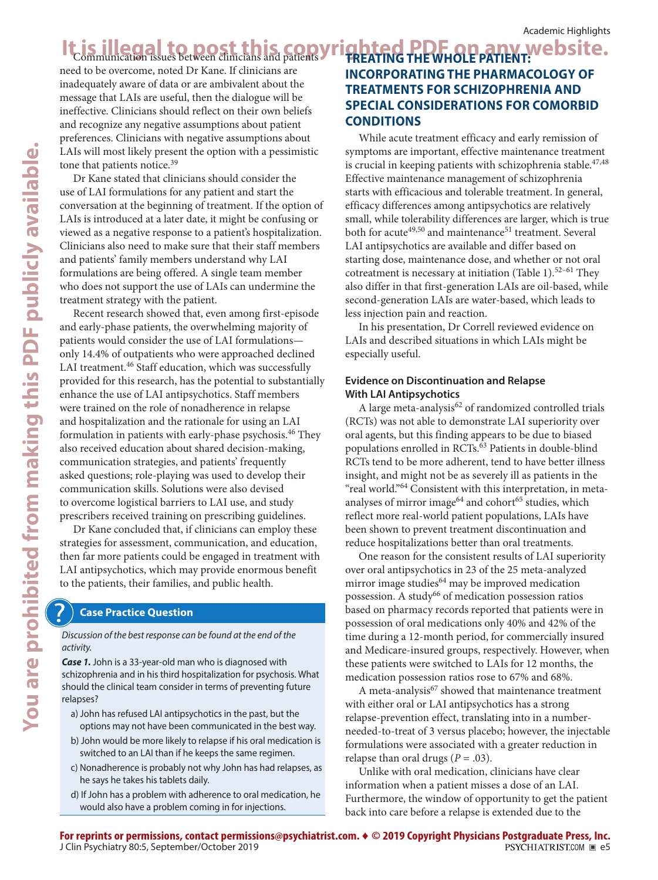Communication issues between clinicians and patients need to be overcome, noted Dr Kane. If clinicians are inadequately aware of data or are ambivalent about the message that LAIs are useful, then the dialogue will be ineffective. Clinicians should reflect on their own beliefs and recognize any negative assumptions about patient preferences. Clinicians with negative assumptions about LAIs will most likely present the option with a pessimistic tone that patients notice.[39]

Dr Kane stated that clinicians should consider the use of LAI formulations for any patient and start the conversation at the beginning of treatment. If the option of LAIs is introduced at a later date, it might be confusing or viewed as a negative response to a patient's hospitalization. Clinicians also need to make sure that their staff members and patients' family members understand why LAI formulations are being offered. A single team member who does not support the use of LAIs can undermine the treatment strategy with the patient.

Recent research showed that, even among first-episode and early-phase patients, the overwhelming majority of patients would consider the use of LAI formulations—only 14.4% of outpatients who were approached declined LAI treatment.[46] Staff education, which was successfully provided for this research, has the potential to substantially enhance the use of LAI antipsychotics. Staff members were trained on the role of nonadherence in relapse and hospitalization and the rationale for using an LAI formulation in patients with early-phase psychosis.[46] They also received education about shared decision-making, communication strategies, and patients' frequently asked questions; role-playing was used to develop their communication skills. Solutions were also devised to overcome logistical barriers to LAI use, and study prescribers received training on prescribing guidelines.

Dr Kane concluded that, if clinicians can employ these strategies for assessment, communication, and education, then far more patients could be engaged in treatment with LAI antipsychotics, which may provide enormous benefit to the patients, their families, and public health.

### Case Practice Question

*Discussion of the best response can be found at the end of the activity.*

***Case 1.*** John is a 33-year-old man who is diagnosed with schizophrenia and in his third hospitalization for psychosis. What should the clinical team consider in terms of preventing future relapses?

a) John has refused LAI antipsychotics in the past, but the options may not have been communicated in the best way.

b) John would be more likely to relapse if his oral medication is switched to an LAI than if he keeps the same regimen.

c) Nonadherence is probably not why John has had relapses, as he says he takes his tablets daily.

d) If John has a problem with adherence to oral medication, he would also have a problem coming in for injections.

## TREATING THE WHOLE PATIENT: INCORPORATING THE PHARMACOLOGY OF TREATMENTS FOR SCHIZOPHRENIA AND SPECIAL CONSIDERATIONS FOR COMORBID CONDITIONS

While acute treatment efficacy and early remission of symptoms are important, effective maintenance treatment is crucial in keeping patients with schizophrenia stable.[47,48] Effective maintenance management of schizophrenia starts with efficacious and tolerable treatment. In general, efficacy differences among antipsychotics are relatively small, while tolerability differences are larger, which is true both for acute[49,50] and maintenance[51] treatment. Several LAI antipsychotics are available and differ based on starting dose, maintenance dose, and whether or not oral cotreatment is necessary at initiation (Table 1).[52–61] They also differ in that first-generation LAIs are oil-based, while second-generation LAIs are water-based, which leads to less injection pain and reaction.

In his presentation, Dr Correll reviewed evidence on LAIs and described situations in which LAIs might be especially useful.

### Evidence on Discontinuation and Relapse With LAI Antipsychotics

A large meta-analysis[62] of randomized controlled trials (RCTs) was not able to demonstrate LAI superiority over oral agents, but this finding appears to be due to biased populations enrolled in RCTs.[63] Patients in double-blind RCTs tend to be more adherent, tend to have better illness insight, and might not be as severely ill as patients in the "real world."[64] Consistent with this interpretation, in meta-analyses of mirror image[64] and cohort[65] studies, which reflect more real-world patient populations, LAIs have been shown to prevent treatment discontinuation and reduce hospitalizations better than oral treatments.

One reason for the consistent results of LAI superiority over oral antipsychotics in 23 of the 25 meta-analyzed mirror image studies[64] may be improved medication possession. A study[66] of medication possession ratios based on pharmacy records reported that patients were in possession of oral medications only 40% and 42% of the time during a 12-month period, for commercially insured and Medicare-insured groups, respectively. However, when these patients were switched to LAIs for 12 months, the medication possession ratios rose to 67% and 68%.

A meta-analysis[67] showed that maintenance treatment with either oral or LAI antipsychotics has a strong relapse-prevention effect, translating into a number-needed-to-treat of 3 versus placebo; however, the injectable formulations were associated with a greater reduction in relapse than oral drugs ($P = .03$).

Unlike with oral medication, clinicians have clear information when a patient misses a dose of an LAI. Furthermore, the window of opportunity to get the patient back into care before a relapse is extended due to the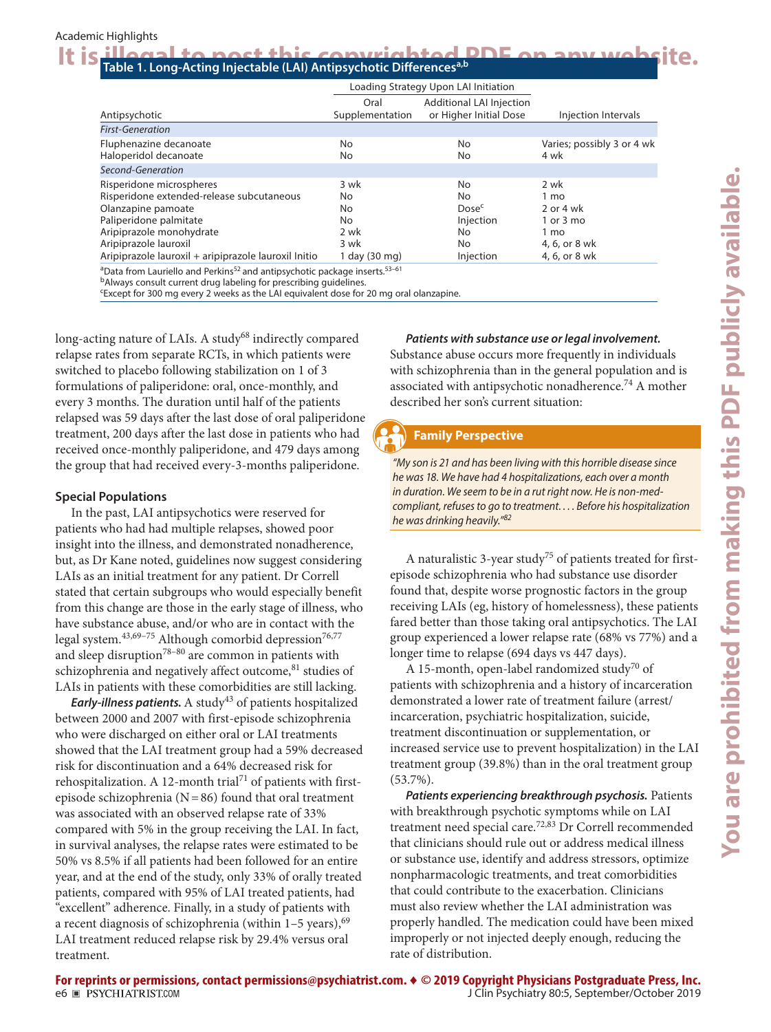**Table 1. Long-Acting Injectable (LAI) Antipsychotic Differences[a,b]**

| Antipsychotic | Loading Strategy Upon LAI Initiation: Oral Supplementation | Loading Strategy Upon LAI Initiation: Additional LAI Injection or Higher Initial Dose | Injection Intervals |
|---|---|---|---|
| *First-Generation* | | | |
| Fluphenazine decanoate | No | No | Varies; possibly 3 or 4 wk |
| Haloperidol decanoate | No | No | 4 wk |
| *Second-Generation* | | | |
| Risperidone microspheres | 3 wk | No | 2 wk |
| Risperidone extended-release subcutaneous | No | No | 1 mo |
| Olanzapine pamoate | No | Dose[c] | 2 or 4 wk |
| Paliperidone palmitate | No | Injection | 1 or 3 mo |
| Aripiprazole monohydrate | 2 wk | No | 1 mo |
| Aripiprazole lauroxil | 3 wk | No | 4, 6, or 8 wk |
| Aripiprazole lauroxil + aripiprazole lauroxil Initio | 1 day (30 mg) | Injection | 4, 6, or 8 wk |

[a]Data from Lauriello and Perkins[52] and antipsychotic package inserts.[53–61]
[b]Always consult current drug labeling for prescribing guidelines.
[c]Except for 300 mg every 2 weeks as the LAI equivalent dose for 20 mg oral olanzapine.

long-acting nature of LAIs. A study[68] indirectly compared relapse rates from separate RCTs, in which patients were switched to placebo following stabilization on 1 of 3 formulations of paliperidone: oral, once-monthly, and every 3 months. The duration until half of the patients relapsed was 59 days after the last dose of oral paliperidone treatment, 200 days after the last dose in patients who had received once-monthly paliperidone, and 479 days among the group that had received every-3-months paliperidone.

### Special Populations

In the past, LAI antipsychotics were reserved for patients who had had multiple relapses, showed poor insight into the illness, and demonstrated nonadherence, but, as Dr Kane noted, guidelines now suggest considering LAIs as an initial treatment for any patient. Dr Correll stated that certain subgroups who would especially benefit from this change are those in the early stage of illness, who have substance abuse, and/or who are in contact with the legal system.[43,69–75] Although comorbid depression[76,77] and sleep disruption[78–80] are common in patients with schizophrenia and negatively affect outcome,[81] studies of LAIs in patients with these comorbidities are still lacking.

***Early-illness patients.*** A study[43] of patients hospitalized between 2000 and 2007 with first-episode schizophrenia who were discharged on either oral or LAI treatments showed that the LAI treatment group had a 59% decreased risk for discontinuation and a 64% decreased risk for rehospitalization. A 12-month trial[71] of patients with first-episode schizophrenia (N = 86) found that oral treatment was associated with an observed relapse rate of 33% compared with 5% in the group receiving the LAI. In fact, in survival analyses, the relapse rates were estimated to be 50% vs 8.5% if all patients had been followed for an entire year, and at the end of the study, only 33% of orally treated patients, compared with 95% of LAI treated patients, had "excellent" adherence. Finally, in a study of patients with a recent diagnosis of schizophrenia (within 1–5 years),[69] LAI treatment reduced relapse risk by 29.4% versus oral treatment.

***Patients with substance use or legal involvement.*** Substance abuse occurs more frequently in individuals with schizophrenia than in the general population and is associated with antipsychotic nonadherence.[74] A mother described her son's current situation:

**Family Perspective**

*"My son is 21 and has been living with this horrible disease since he was 18. We have had 4 hospitalizations, each over a month in duration. We seem to be in a rut right now. He is non-med-compliant, refuses to go to treatment. . . . Before his hospitalization he was drinking heavily."*[82]

A naturalistic 3-year study[75] of patients treated for first-episode schizophrenia who had substance use disorder found that, despite worse prognostic factors in the group receiving LAIs (eg, history of homelessness), these patients fared better than those taking oral antipsychotics. The LAI group experienced a lower relapse rate (68% vs 77%) and a longer time to relapse (694 days vs 447 days).

A 15-month, open-label randomized study[70] of patients with schizophrenia and a history of incarceration demonstrated a lower rate of treatment failure (arrest/incarceration, psychiatric hospitalization, suicide, treatment discontinuation or supplementation, or increased service use to prevent hospitalization) in the LAI treatment group (39.8%) than in the oral treatment group (53.7%).

***Patients experiencing breakthrough psychosis.*** Patients with breakthrough psychotic symptoms while on LAI treatment need special care.[72,83] Dr Correll recommended that clinicians should rule out or address medical illness or substance use, identify and address stressors, optimize nonpharmacologic treatments, and treat comorbidities that could contribute to the exacerbation. Clinicians must also review whether the LAI administration was properly handled. The medication could have been mixed improperly or not injected deeply enough, reducing the rate of distribution.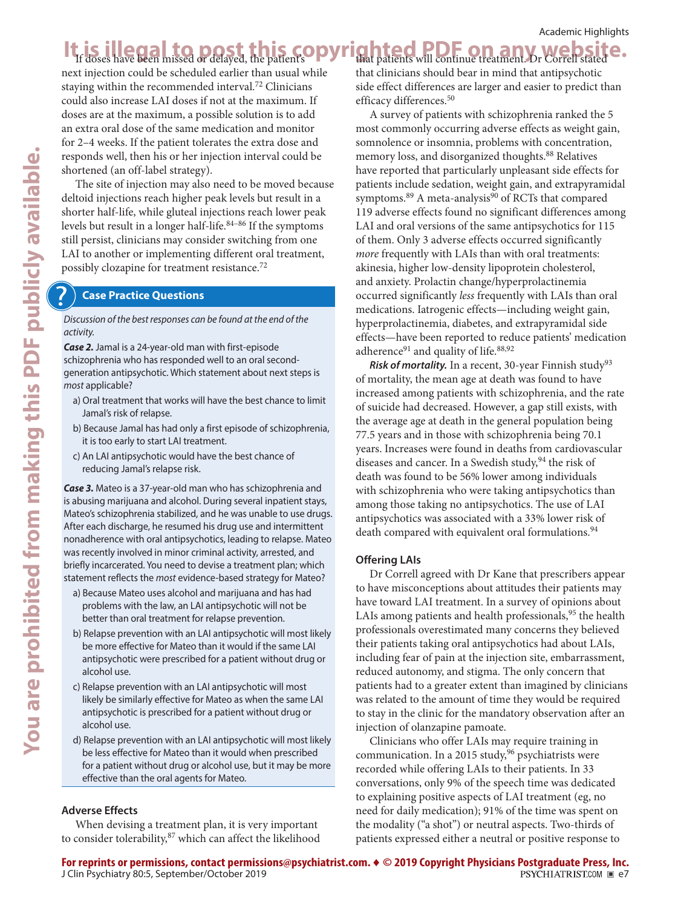If doses have been missed or delayed, the patient's next injection could be scheduled earlier than usual while staying within the recommended interval.[72] Clinicians could also increase LAI doses if not at the maximum. If doses are at the maximum, a possible solution is to add an extra oral dose of the same medication and monitor for 2–4 weeks. If the patient tolerates the extra dose and responds well, then his or her injection interval could be shortened (an off-label strategy).

The site of injection may also need to be moved because deltoid injections reach higher peak levels but result in a shorter half-life, while gluteal injections reach lower peak levels but result in a longer half-life.[84–86] If the symptoms still persist, clinicians may consider switching from one LAI to another or implementing different oral treatment, possibly clozapine for treatment resistance.[72]

### Case Practice Questions

*Discussion of the best responses can be found at the end of the activity.*

***Case 2.*** Jamal is a 24-year-old man with first-episode schizophrenia who has responded well to an oral second-generation antipsychotic. Which statement about next steps is *most* applicable?

a) Oral treatment that works will have the best chance to limit Jamal's risk of relapse.
b) Because Jamal has had only a first episode of schizophrenia, it is too early to start LAI treatment.
c) An LAI antipsychotic would have the best chance of reducing Jamal's relapse risk.

***Case 3.*** Mateo is a 37-year-old man who has schizophrenia and is abusing marijuana and alcohol. During several inpatient stays, Mateo's schizophrenia stabilized, and he was unable to use drugs. After each discharge, he resumed his drug use and intermittent nonadherence with oral antipsychotics, leading to relapse. Mateo was recently involved in minor criminal activity, arrested, and briefly incarcerated. You need to devise a treatment plan; which statement reflects the *most* evidence-based strategy for Mateo?

a) Because Mateo uses alcohol and marijuana and has had problems with the law, an LAI antipsychotic will not be better than oral treatment for relapse prevention.
b) Relapse prevention with an LAI antipsychotic will most likely be more effective for Mateo than it would if the same LAI antipsychotic were prescribed for a patient without drug or alcohol use.
c) Relapse prevention with an LAI antipsychotic will most likely be similarly effective for Mateo as when the same LAI antipsychotic is prescribed for a patient without drug or alcohol use.
d) Relapse prevention with an LAI antipsychotic will most likely be less effective for Mateo than it would when prescribed for a patient without drug or alcohol use, but it may be more effective than the oral agents for Mateo.

### Adverse Effects

When devising a treatment plan, it is very important to consider tolerability,[87] which can affect the likelihood that patients will continue treatment. Dr Correll stated that clinicians should bear in mind that antipsychotic side effect differences are larger and easier to predict than efficacy differences.[50]

A survey of patients with schizophrenia ranked the 5 most commonly occurring adverse effects as weight gain, somnolence or insomnia, problems with concentration, memory loss, and disorganized thoughts.[88] Relatives have reported that particularly unpleasant side effects for patients include sedation, weight gain, and extrapyramidal symptoms.[89] A meta-analysis[90] of RCTs that compared 119 adverse effects found no significant differences among LAI and oral versions of the same antipsychotics for 115 of them. Only 3 adverse effects occurred significantly *more* frequently with LAIs than with oral treatments: akinesia, higher low-density lipoprotein cholesterol, and anxiety. Prolactin change/hyperprolactinemia occurred significantly *less* frequently with LAIs than oral medications. Iatrogenic effects—including weight gain, hyperprolactinemia, diabetes, and extrapyramidal side effects—have been reported to reduce patients' medication adherence[91] and quality of life.[88,92]

***Risk of mortality.*** In a recent, 30-year Finnish study[93] of mortality, the mean age at death was found to have increased among patients with schizophrenia, and the rate of suicide had decreased. However, a gap still exists, with the average age at death in the general population being 77.5 years and in those with schizophrenia being 70.1 years. Increases were found in deaths from cardiovascular diseases and cancer. In a Swedish study,[94] the risk of death was found to be 56% lower among individuals with schizophrenia who were taking antipsychotics than among those taking no antipsychotics. The use of LAI antipsychotics was associated with a 33% lower risk of death compared with equivalent oral formulations.[94]

### Offering LAIs

Dr Correll agreed with Dr Kane that prescribers appear to have misconceptions about attitudes their patients may have toward LAI treatment. In a survey of opinions about LAIs among patients and health professionals,[95] the health professionals overestimated many concerns they believed their patients taking oral antipsychotics had about LAIs, including fear of pain at the injection site, embarrassment, reduced autonomy, and stigma. The only concern that patients had to a greater extent than imagined by clinicians was related to the amount of time they would be required to stay in the clinic for the mandatory observation after an injection of olanzapine pamoate.

Clinicians who offer LAIs may require training in communication. In a 2015 study,[96] psychiatrists were recorded while offering LAIs to their patients. In 33 conversations, only 9% of the speech time was dedicated to explaining positive aspects of LAI treatment (eg, no need for daily medication); 91% of the time was spent on the modality ("a shot") or neutral aspects. Two-thirds of patients expressed either a neutral or positive response to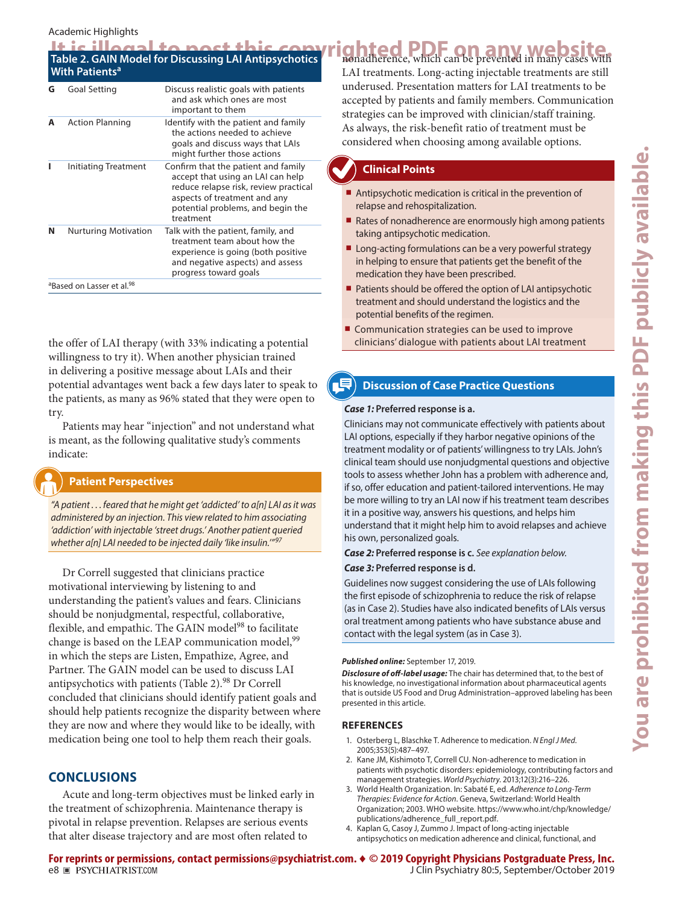**Table 2. GAIN Model for Discussing LAI Antipsychotics With Patients[a]**

| | | |
|---|---|---|
| G | Goal Setting | Discuss realistic goals with patients and ask which ones are most important to them |
| A | Action Planning | Identify with the patient and family the actions needed to achieve goals and discuss ways that LAIs might further those actions |
| I | Initiating Treatment | Confirm that the patient and family accept that using an LAI can help reduce relapse risk, review practical aspects of treatment and any potential problems, and begin the treatment |
| N | Nurturing Motivation | Talk with the patient, family, and treatment team about how the experience is going (both positive and negative aspects) and assess progress toward goals |

[a]Based on Lasser et al.[98]

the offer of LAI therapy (with 33% indicating a potential willingness to try it). When another physician trained in delivering a positive message about LAIs and their potential advantages went back a few days later to speak to the patients, as many as 96% stated that they were open to try.

Patients may hear "injection" and not understand what is meant, as the following qualitative study's comments indicate:

### Patient Perspectives

*"A patient . . . feared that he might get 'addicted' to a[n] LAI as it was administered by an injection. This view related to him associating 'addiction' with injectable 'street drugs.' Another patient queried whether a[n] LAI needed to be injected daily 'like insulin.'"*[97]

Dr Correll suggested that clinicians practice motivational interviewing by listening to and understanding the patient's values and fears. Clinicians should be nonjudgmental, respectful, collaborative, flexible, and empathic. The GAIN model[98] to facilitate change is based on the LEAP communication model,[99] in which the steps are Listen, Empathize, Agree, and Partner. The GAIN model can be used to discuss LAI antipsychotics with patients (Table 2).[98] Dr Correll concluded that clinicians should identify patient goals and should help patients recognize the disparity between where they are now and where they would like to be ideally, with medication being one tool to help them reach their goals.

## CONCLUSIONS

Acute and long-term objectives must be linked early in the treatment of schizophrenia. Maintenance therapy is pivotal in relapse prevention. Relapses are serious events that alter disease trajectory and are most often related to nonadherence, which can be prevented in many cases with LAI treatments. Long-acting injectable treatments are still underused. Presentation matters for LAI treatments to be accepted by patients and family members. Communication strategies can be improved with clinician/staff training. As always, the risk-benefit ratio of treatment must be considered when choosing among available options.

### Clinical Points

- Antipsychotic medication is critical in the prevention of relapse and rehospitalization.
- Rates of nonadherence are enormously high among patients taking antipsychotic medication.
- Long-acting formulations can be a very powerful strategy in helping to ensure that patients get the benefit of the medication they have been prescribed.
- Patients should be offered the option of LAI antipsychotic treatment and should understand the logistics and the potential benefits of the regimen.
- Communication strategies can be used to improve clinicians' dialogue with patients about LAI treatment

### Discussion of Case Practice Questions

***Case 1:* Preferred response is a.**

Clinicians may not communicate effectively with patients about LAI options, especially if they harbor negative opinions of the treatment modality or of patients' willingness to try LAIs. John's clinical team should use nonjudgmental questions and objective tools to assess whether John has a problem with adherence and, if so, offer education and patient-tailored interventions. He may be more willing to try an LAI now if his treatment team describes it in a positive way, answers his questions, and helps him understand that it might help him to avoid relapses and achieve his own, personalized goals.

***Case 2:* Preferred response is c.** *See explanation below.*

***Case 3:* Preferred response is d.**

Guidelines now suggest considering the use of LAIs following the first episode of schizophrenia to reduce the risk of relapse (as in Case 2). Studies have also indicated benefits of LAIs versus oral treatment among patients who have substance abuse and contact with the legal system (as in Case 3).

***Published online:*** September 17, 2019.

***Disclosure of off-label usage:*** The chair has determined that, to the best of his knowledge, no investigational information about pharmaceutical agents that is outside US Food and Drug Administration–approved labeling has been presented in this article.

## REFERENCES

1. Osterberg L, Blaschke T. Adherence to medication. *N Engl J Med.* 2005;353(5):487–497.
2. Kane JM, Kishimoto T, Correll CU. Non-adherence to medication in patients with psychotic disorders: epidemiology, contributing factors and management strategies. *World Psychiatry.* 2013;12(3):216–226.
3. World Health Organization. In: Sabaté E, ed. *Adherence to Long-Term Therapies: Evidence for Action.* Geneva, Switzerland: World Health Organization; 2003. WHO website. https://www.who.int/chp/knowledge/publications/adherence_full_report.pdf.
4. Kaplan G, Casoy J, Zummo J. Impact of long-acting injectable antipsychotics on medication adherence and clinical, functional, and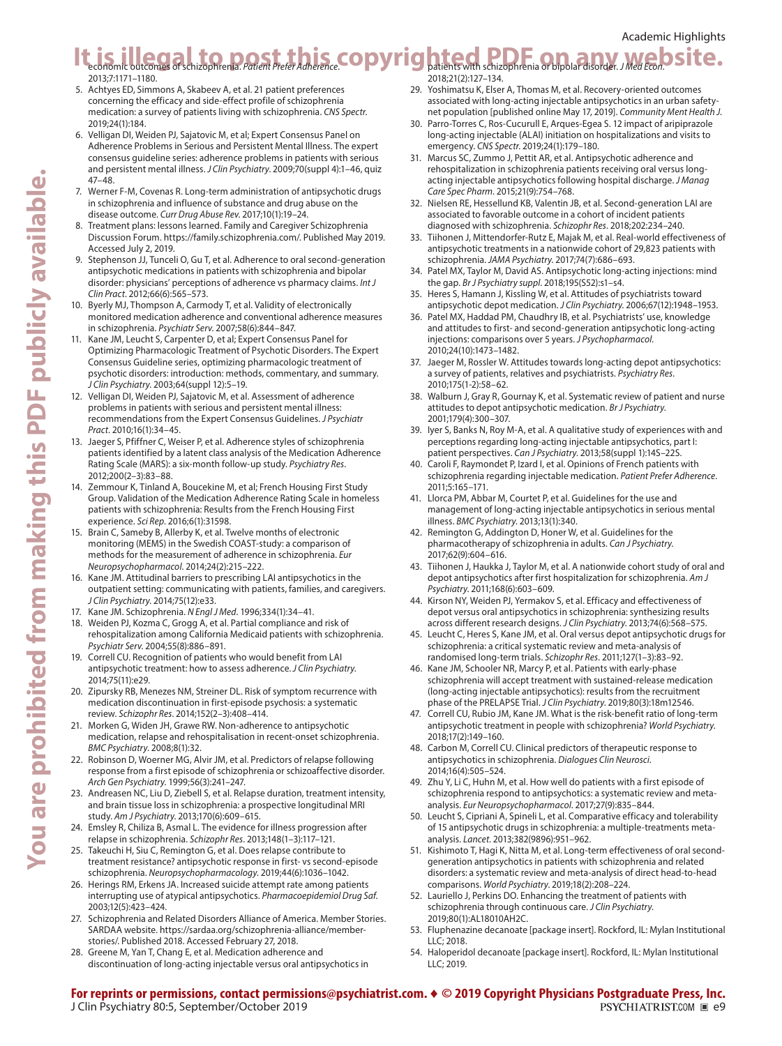economic outcomes of schizophrenia. *Patient Prefer Adherence.* 2013;7:1171–1180.

5. Achtyes ED, Simmons A, Skabeev A, et al. 21 patient preferences concerning the efficacy and side-effect profile of schizophrenia medication: a survey of patients living with schizophrenia. *CNS Spectr.* 2019;24(1):184.
6. Velligan DI, Weiden PJ, Sajatovic M, et al; Expert Consensus Panel on Adherence Problems in Serious and Persistent Mental Illness. The expert consensus guideline series: adherence problems in patients with serious and persistent mental illness. *J Clin Psychiatry.* 2009;70(suppl 4):1–46, quiz 47–48.
7. Werner F-M, Covenas R. Long-term administration of antipsychotic drugs in schizophrenia and influence of substance and drug abuse on the disease outcome. *Curr Drug Abuse Rev.* 2017;10(1):19–24.
8. Treatment plans: lessons learned. Family and Caregiver Schizophrenia Discussion Forum. https://family.schizophrenia.com/. Published May 2019. Accessed July 2, 2019.
9. Stephenson JJ, Tunceli O, Gu T, et al. Adherence to oral second-generation antipsychotic medications in patients with schizophrenia and bipolar disorder: physicians' perceptions of adherence vs pharmacy claims. *Int J Clin Pract.* 2012;66(6):565–573.
10. Byerly MJ, Thompson A, Carmody T, et al. Validity of electronically monitored medication adherence and conventional adherence measures in schizophrenia. *Psychiatr Serv.* 2007;58(6):844–847.
11. Kane JM, Leucht S, Carpenter D, et al; Expert Consensus Panel for Optimizing Pharmacologic Treatment of Psychotic Disorders. The Expert Consensus Guideline series, optimizing pharmacologic treatment of psychotic disorders: introduction: methods, commentary, and summary. *J Clin Psychiatry.* 2003;64(suppl 12):5–19.
12. Velligan DI, Weiden PJ, Sajatovic M, et al. Assessment of adherence problems in patients with serious and persistent mental illness: recommendations from the Expert Consensus Guidelines. *J Psychiatr Pract.* 2010;16(1):34–45.
13. Jaeger S, Pfiffner C, Weiser P, et al. Adherence styles of schizophrenia patients identified by a latent class analysis of the Medication Adherence Rating Scale (MARS): a six-month follow-up study. *Psychiatry Res.* 2012;200(2–3):83–88.
14. Zemmour K, Tinland A, Boucekine M, et al; French Housing First Study Group. Validation of the Medication Adherence Rating Scale in homeless patients with schizophrenia: Results from the French Housing First experience. *Sci Rep.* 2016;6(1):31598.
15. Brain C, Sameby B, Allerby K, et al. Twelve months of electronic monitoring (MEMS) in the Swedish COAST-study: a comparison of methods for the measurement of adherence in schizophrenia. *Eur Neuropsychopharmacol.* 2014;24(2):215–222.
16. Kane JM. Attitudinal barriers to prescribing LAI antipsychotics in the outpatient setting: communicating with patients, families, and caregivers. *J Clin Psychiatry.* 2014;75(12):e33.
17. Kane JM. Schizophrenia. *N Engl J Med.* 1996;334(1):34–41.
18. Weiden PJ, Kozma C, Grogg A, et al. Partial compliance and risk of rehospitalization among California Medicaid patients with schizophrenia. *Psychiatr Serv.* 2004;55(8):886–891.
19. Correll CU. Recognition of patients who would benefit from LAI antipsychotic treatment: how to assess adherence. *J Clin Psychiatry.* 2014;75(11):e29.
20. Zipursky RB, Menezes NM, Streiner DL. Risk of symptom recurrence with medication discontinuation in first-episode psychosis: a systematic review. *Schizophr Res.* 2014;152(2–3):408–414.
21. Morken G, Widen JH, Grawe RW. Non-adherence to antipsychotic medication, relapse and rehospitalisation in recent-onset schizophrenia. *BMC Psychiatry.* 2008;8(1):32.
22. Robinson D, Woerner MG, Alvir JM, et al. Predictors of relapse following response from a first episode of schizophrenia or schizoaffective disorder. *Arch Gen Psychiatry.* 1999;56(3):241–247.
23. Andreasen NC, Liu D, Ziebell S, et al. Relapse duration, treatment intensity, and brain tissue loss in schizophrenia: a prospective longitudinal MRI study. *Am J Psychiatry.* 2013;170(6):609–615.
24. Emsley R, Chiliza B, Asmal L. The evidence for illness progression after relapse in schizophrenia. *Schizophr Res.* 2013;148(1–3):117–121.
25. Takeuchi H, Siu C, Remington G, et al. Does relapse contribute to treatment resistance? antipsychotic response in first- vs second-episode schizophrenia. *Neuropsychopharmacology.* 2019;44(6):1036–1042.
26. Herings RM, Erkens JA. Increased suicide attempt rate among patients interrupting use of atypical antipsychotics. *Pharmacoepidemiol Drug Saf.* 2003;12(5):423–424.
27. Schizophrenia and Related Disorders Alliance of America. Member Stories. SARDAA website. https://sardaa.org/schizophrenia-alliance/member-stories/. Published 2018. Accessed February 27, 2018.
28. Greene M, Yan T, Chang E, et al. Medication adherence and discontinuation of long-acting injectable versus oral antipsychotics in patients with schizophrenia or bipolar disorder. *J Med Econ.* 2018;21(2):127–134.
29. Yoshimatsu K, Elser A, Thomas M, et al. Recovery-oriented outcomes associated with long-acting injectable antipsychotics in an urban safety-net population [published online May 17, 2019]. *Community Ment Health J.*
30. Parro-Torres C, Ros-Cucurull E, Arques-Egea S. 12 impact of aripiprazole long-acting injectable (ALAI) initiation on hospitalizations and visits to emergency. *CNS Spectr.* 2019;24(1):179–180.
31. Marcus SC, Zummo J, Pettit AR, et al. Antipsychotic adherence and rehospitalization in schizophrenia patients receiving oral versus long-acting injectable antipsychotics following hospital discharge. *J Manag Care Spec Pharm.* 2015;21(9):754–768.
32. Nielsen RE, Hessellund KB, Valentin JB, et al. Second-generation LAI are associated to favorable outcome in a cohort of incident patients diagnosed with schizophrenia. *Schizophr Res.* 2018;202:234–240.
33. Tiihonen J, Mittendorfer-Rutz E, Majak M, et al. Real-world effectiveness of antipsychotic treatments in a nationwide cohort of 29,823 patients with schizophrenia. *JAMA Psychiatry.* 2017;74(7):686–693.
34. Patel MX, Taylor M, David AS. Antipsychotic long-acting injections: mind the gap. *Br J Psychiatry suppl.* 2018;195(S52):s1–s4.
35. Heres S, Hamann J, Kissling W, et al. Attitudes of psychiatrists toward antipsychotic depot medication. *J Clin Psychiatry.* 2006;67(12):1948–1953.
36. Patel MX, Haddad PM, Chaudhry IB, et al. Psychiatrists' use, knowledge and attitudes to first- and second-generation antipsychotic long-acting injections: comparisons over 5 years. *J Psychopharmacol.* 2010;24(10):1473–1482.
37. Jaeger M, Rossler W. Attitudes towards long-acting depot antipsychotics: a survey of patients, relatives and psychiatrists. *Psychiatry Res.* 2010;175(1-2):58–62.
38. Walburn J, Gray R, Gournay K, et al. Systematic review of patient and nurse attitudes to depot antipsychotic medication. *Br J Psychiatry.* 2001;179(4):300–307.
39. Iyer S, Banks N, Roy M-A, et al. A qualitative study of experiences with and perceptions regarding long-acting injectable antipsychotics, part I: patient perspectives. *Can J Psychiatry.* 2013;58(suppl 1):14S–22S.
40. Caroli F, Raymondet P, Izard I, et al. Opinions of French patients with schizophrenia regarding injectable medication. *Patient Prefer Adherence.* 2011;5:165–171.
41. Llorca PM, Abbar M, Courtet P, et al. Guidelines for the use and management of long-acting injectable antipsychotics in serious mental illness. *BMC Psychiatry.* 2013;13(1):340.
42. Remington G, Addington D, Honer W, et al. Guidelines for the pharmacotherapy of schizophrenia in adults. *Can J Psychiatry.* 2017;62(9):604–616.
43. Tiihonen J, Haukka J, Taylor M, et al. A nationwide cohort study of oral and depot antipsychotics after first hospitalization for schizophrenia. *Am J Psychiatry.* 2011;168(6):603–609.
44. Kirson NY, Weiden PJ, Yermakov S, et al. Efficacy and effectiveness of depot versus oral antipsychotics in schizophrenia: synthesizing results across different research designs. *J Clin Psychiatry.* 2013;74(6):568–575.
45. Leucht C, Heres S, Kane JM, et al. Oral versus depot antipsychotic drugs for schizophrenia: a critical systematic review and meta-analysis of randomised long-term trials. *Schizophr Res.* 2011;127(1–3):83–92.
46. Kane JM, Schooler NR, Marcy P, et al. Patients with early-phase schizophrenia will accept treatment with sustained-release medication (long-acting injectable antipsychotics): results from the recruitment phase of the PRELAPSE Trial. *J Clin Psychiatry.* 2019;80(3):18m12546.
47. Correll CU, Rubio JM, Kane JM. What is the risk-benefit ratio of long-term antipsychotic treatment in people with schizophrenia? *World Psychiatry.* 2018;17(2):149–160.
48. Carbon M, Correll CU. Clinical predictors of therapeutic response to antipsychotics in schizophrenia. *Dialogues Clin Neurosci.* 2014;16(4):505–524.
49. Zhu Y, Li C, Huhn M, et al. How well do patients with a first episode of schizophrenia respond to antipsychotics: a systematic review and meta-analysis. *Eur Neuropsychopharmacol.* 2017;27(9):835–844.
50. Leucht S, Cipriani A, Spineli L, et al. Comparative efficacy and tolerability of 15 antipsychotic drugs in schizophrenia: a multiple-treatments meta-analysis. *Lancet.* 2013;382(9896):951–962.
51. Kishimoto T, Hagi K, Nitta M, et al. Long-term effectiveness of oral second-generation antipsychotics in patients with schizophrenia and related disorders: a systematic review and meta-analysis of direct head-to-head comparisons. *World Psychiatry.* 2019;18(2):208–224.
52. Lauriello J, Perkins DO. Enhancing the treatment of patients with schizophrenia through continuous care. *J Clin Psychiatry.* 2019;80(1):AL18010AH2C.
53. Fluphenazine decanoate [package insert]. Rockford, IL: Mylan Institutional LLC; 2018.
54. Haloperidol decanoate [package insert]. Rockford, IL: Mylan Institutional LLC; 2019.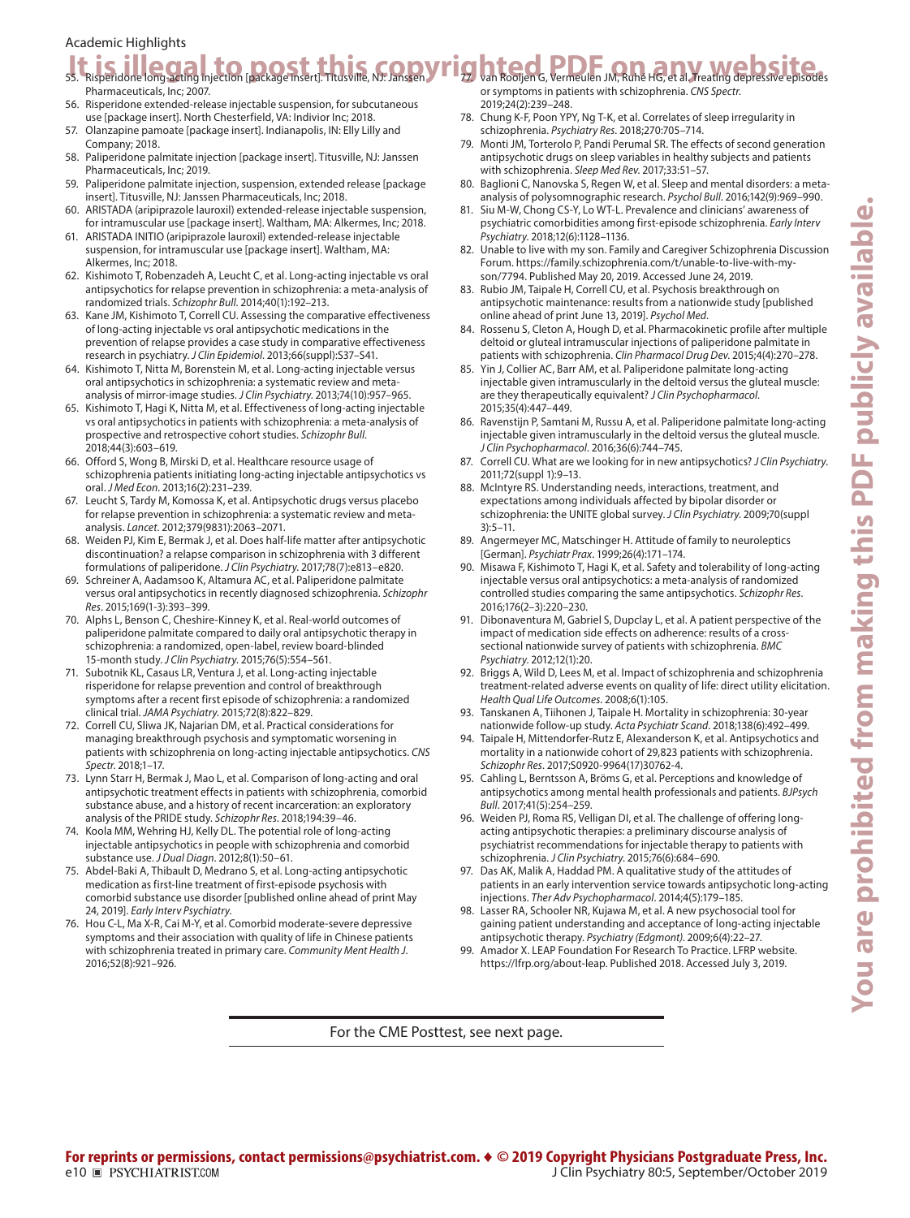55. Risperidone long-acting injection [package insert]. Titusville, NJ: Janssen Pharmaceuticals, Inc; 2007.
56. Risperidone extended-release injectable suspension, for subcutaneous use [package insert]. North Chesterfield, VA: Indivior Inc; 2018.
57. Olanzapine pamoate [package insert]. Indianapolis, IN: Elly Lilly and Company; 2018.
58. Paliperidone palmitate injection [package insert]. Titusville, NJ: Janssen Pharmaceuticals, Inc; 2019.
59. Paliperidone palmitate injection, suspension, extended release [package insert]. Titusville, NJ: Janssen Pharmaceuticals, Inc; 2018.
60. ARISTADA (aripiprazole lauroxil) extended-release injectable suspension, for intramuscular use [package insert]. Waltham, MA: Alkermes, Inc; 2018.
61. ARISTADA INITIO (aripiprazole lauroxil) extended-release injectable suspension, for intramuscular use [package insert]. Waltham, MA: Alkermes, Inc; 2018.
62. Kishimoto T, Robenzadeh A, Leucht C, et al. Long-acting injectable vs oral antipsychotics for relapse prevention in schizophrenia: a meta-analysis of randomized trials. *Schizophr Bull*. 2014;40(1):192–213.
63. Kane JM, Kishimoto T, Correll CU. Assessing the comparative effectiveness of long-acting injectable vs oral antipsychotic medications in the prevention of relapse provides a case study in comparative effectiveness research in psychiatry. *J Clin Epidemiol*. 2013;66(suppl):S37–S41.
64. Kishimoto T, Nitta M, Borenstein M, et al. Long-acting injectable versus oral antipsychotics in schizophrenia: a systematic review and meta-analysis of mirror-image studies. *J Clin Psychiatry*. 2013;74(10):957–965.
65. Kishimoto T, Hagi K, Nitta M, et al. Effectiveness of long-acting injectable vs oral antipsychotics in patients with schizophrenia: a meta-analysis of prospective and retrospective cohort studies. *Schizophr Bull*. 2018;44(3):603–619.
66. Offord S, Wong B, Mirski D, et al. Healthcare resource usage of schizophrenia patients initiating long-acting injectable antipsychotics vs oral. *J Med Econ*. 2013;16(2):231–239.
67. Leucht S, Tardy M, Komossa K, et al. Antipsychotic drugs versus placebo for relapse prevention in schizophrenia: a systematic review and meta-analysis. *Lancet*. 2012;379(9831):2063–2071.
68. Weiden PJ, Kim E, Bermak J, et al. Does half-life matter after antipsychotic discontinuation? a relapse comparison in schizophrenia with 3 different formulations of paliperidone. *J Clin Psychiatry*. 2017;78(7):e813–e820.
69. Schreiner A, Aadamsoo K, Altamura AC, et al. Paliperidone palmitate versus oral antipsychotics in recently diagnosed schizophrenia. *Schizophr Res*. 2015;169(1-3):393–399.
70. Alphs L, Benson C, Cheshire-Kinney K, et al. Real-world outcomes of paliperidone palmitate compared to daily oral antipsychotic therapy in schizophrenia: a randomized, open-label, review board-blinded 15-month study. *J Clin Psychiatry*. 2015;76(5):554–561.
71. Subotnik KL, Casaus LR, Ventura J, et al. Long-acting injectable risperidone for relapse prevention and control of breakthrough symptoms after a recent first episode of schizophrenia: a randomized clinical trial. *JAMA Psychiatry*. 2015;72(8):822–829.
72. Correll CU, Sliwa JK, Najarian DM, et al. Practical considerations for managing breakthrough psychosis and symptomatic worsening in patients with schizophrenia on long-acting injectable antipsychotics. *CNS Spectr*. 2018;1–17.
73. Lynn Starr H, Bermak J, Mao L, et al. Comparison of long-acting and oral antipsychotic treatment effects in patients with schizophrenia, comorbid substance abuse, and a history of recent incarceration: an exploratory analysis of the PRIDE study. *Schizophr Res*. 2018;194:39–46.
74. Koola MM, Wehring HJ, Kelly DL. The potential role of long-acting injectable antipsychotics in people with schizophrenia and comorbid substance use. *J Dual Diagn*. 2012;8(1):50–61.
75. Abdel-Baki A, Thibault D, Medrano S, et al. Long-acting antipsychotic medication as first-line treatment of first-episode psychosis with comorbid substance use disorder [published online ahead of print May 24, 2019]. *Early Interv Psychiatry*.
76. Hou C-L, Ma X-R, Cai M-Y, et al. Comorbid moderate-severe depressive symptoms and their association with quality of life in Chinese patients with schizophrenia treated in primary care. *Community Ment Health J*. 2016;52(8):921–926.
77. van Rooijen G, Vermeulen JM, Ruhé HG, et al. Treating depressive episodes or symptoms in patients with schizophrenia. *CNS Spectr*. 2019;24(2):239–248.
78. Chung K-F, Poon YPY, Ng T-K, et al. Correlates of sleep irregularity in schizophrenia. *Psychiatry Res*. 2018;270:705–714.
79. Monti JM, Torterolo P, Pandi Perumal SR. The effects of second generation antipsychotic drugs on sleep variables in healthy subjects and patients with schizophrenia. *Sleep Med Rev*. 2017;33:51–57.
80. Baglioni C, Nanovska S, Regen W, et al. Sleep and mental disorders: a meta-analysis of polysomnographic research. *Psychol Bull*. 2016;142(9):969–990.
81. Siu M-W, Chong CS-Y, Lo WT-L. Prevalence and clinicians' awareness of psychiatric comorbidities among first-episode schizophrenia. *Early Interv Psychiatry*. 2018;12(6):1128–1136.
82. Unable to live with my son. Family and Caregiver Schizophrenia Discussion Forum. https://family.schizophrenia.com/t/unable-to-live-with-my-son/7794. Published May 20, 2019. Accessed June 24, 2019.
83. Rubio JM, Taipale H, Correll CU, et al. Psychosis breakthrough on antipsychotic maintenance: results from a nationwide study [published online ahead of print June 13, 2019]. *Psychol Med*.
84. Rossenu S, Cleton A, Hough D, et al. Pharmacokinetic profile after multiple deltoid or gluteal intramuscular injections of paliperidone palmitate in patients with schizophrenia. *Clin Pharmacol Drug Dev*. 2015;4(4):270–278.
85. Yin J, Collier AC, Barr AM, et al. Paliperidone palmitate long-acting injectable given intramuscularly in the deltoid versus the gluteal muscle: are they therapeutically equivalent? *J Clin Psychopharmacol*. 2015;35(4):447–449.
86. Ravenstijn P, Samtani M, Russu A, et al. Paliperidone palmitate long-acting injectable given intramuscularly in the deltoid versus the gluteal muscle. *J Clin Psychopharmacol*. 2016;36(6):744–745.
87. Correll CU. What are we looking for in new antipsychotics? *J Clin Psychiatry*. 2011;72(suppl 1):9–13.
88. McIntyre RS. Understanding needs, interactions, treatment, and expectations among individuals affected by bipolar disorder or schizophrenia: the UNITE global survey. *J Clin Psychiatry*. 2009;70(suppl 3):5–11.
89. Angermeyer MC, Matschinger H. Attitude of family to neuroleptics [German]. *Psychiatr Prax*. 1999;26(4):171–174.
90. Misawa F, Kishimoto T, Hagi K, et al. Safety and tolerability of long-acting injectable versus oral antipsychotics: a meta-analysis of randomized controlled studies comparing the same antipsychotics. *Schizophr Res*. 2016;176(2–3):220–230.
91. Dibonaventura M, Gabriel S, Dupclay L, et al. A patient perspective of the impact of medication side effects on adherence: results of a cross-sectional nationwide survey of patients with schizophrenia. *BMC Psychiatry*. 2012;12(1):20.
92. Briggs A, Wild D, Lees M, et al. Impact of schizophrenia and schizophrenia treatment-related adverse events on quality of life: direct utility elicitation. *Health Qual Life Outcomes*. 2008;6(1):105.
93. Tanskanen A, Tiihonen J, Taipale H. Mortality in schizophrenia: 30-year nationwide follow-up study. *Acta Psychiatr Scand*. 2018;138(6):492–499.
94. Taipale H, Mittendorfer-Rutz E, Alexanderson K, et al. Antipsychotics and mortality in a nationwide cohort of 29,823 patients with schizophrenia. *Schizophr Res*. 2017;S0920-9964(17)30762-4.
95. Cahling L, Berntsson A, Bröms G, et al. Perceptions and knowledge of antipsychotics among mental health professionals and patients. *BJPsych Bull*. 2017;41(5):254–259.
96. Weiden PJ, Roma RS, Velligan DI, et al. The challenge of offering long-acting antipsychotic therapies: a preliminary discourse analysis of psychiatrist recommendations for injectable therapy to patients with schizophrenia. *J Clin Psychiatry*. 2015;76(6):684–690.
97. Das AK, Malik A, Haddad PM. A qualitative study of the attitudes of patients in an early intervention service towards antipsychotic long-acting injections. *Ther Adv Psychopharmacol*. 2014;4(5):179–185.
98. Lasser RA, Schooler NR, Kujawa M, et al. A new psychosocial tool for gaining patient understanding and acceptance of long-acting injectable antipsychotic therapy. *Psychiatry (Edgmont)*. 2009;6(4):22–27.
99. Amador X. LEAP Foundation For Research To Practice. LFRP website. https://lfrp.org/about-leap. Published 2018. Accessed July 3, 2019.

For the CME Posttest, see next page.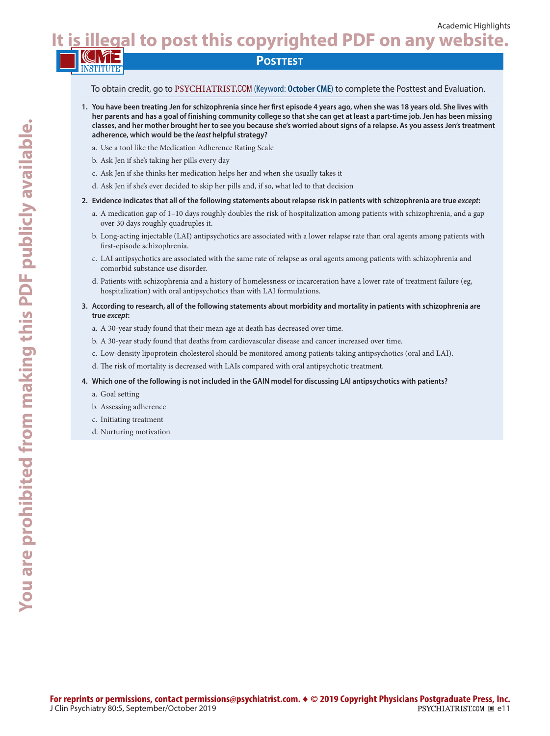## Posttest

To obtain credit, go to PSYCHIATRIST.COM (Keyword: **October CME**) to complete the Posttest and Evaluation.

1. **You have been treating Jen for schizophrenia since her first episode 4 years ago, when she was 18 years old. She lives with her parents and has a goal of finishing community college so that she can get at least a part-time job. Jen has been missing classes, and her mother brought her to see you because she's worried about signs of a relapse. As you assess Jen's treatment adherence, which would be the *least* helpful strategy?**
   a. Use a tool like the Medication Adherence Rating Scale
   b. Ask Jen if she's taking her pills every day
   c. Ask Jen if she thinks her medication helps her and when she usually takes it
   d. Ask Jen if she's ever decided to skip her pills and, if so, what led to that decision

2. **Evidence indicates that all of the following statements about relapse risk in patients with schizophrenia are true *except*:**
   a. A medication gap of 1–10 days roughly doubles the risk of hospitalization among patients with schizophrenia, and a gap over 30 days roughly quadruples it.
   b. Long-acting injectable (LAI) antipsychotics are associated with a lower relapse rate than oral agents among patients with first-episode schizophrenia.
   c. LAI antipsychotics are associated with the same rate of relapse as oral agents among patients with schizophrenia and comorbid substance use disorder.
   d. Patients with schizophrenia and a history of homelessness or incarceration have a lower rate of treatment failure (eg, hospitalization) with oral antipsychotics than with LAI formulations.

3. **According to research, all of the following statements about morbidity and mortality in patients with schizophrenia are true *except*:**
   a. A 30-year study found that their mean age at death has decreased over time.
   b. A 30-year study found that deaths from cardiovascular disease and cancer increased over time.
   c. Low-density lipoprotein cholesterol should be monitored among patients taking antipsychotics (oral and LAI).
   d. The risk of mortality is decreased with LAIs compared with oral antipsychotic treatment.

4. **Which one of the following is not included in the GAIN model for discussing LAI antipsychotics with patients?**
   a. Goal setting
   b. Assessing adherence
   c. Initiating treatment
   d. Nurturing motivation